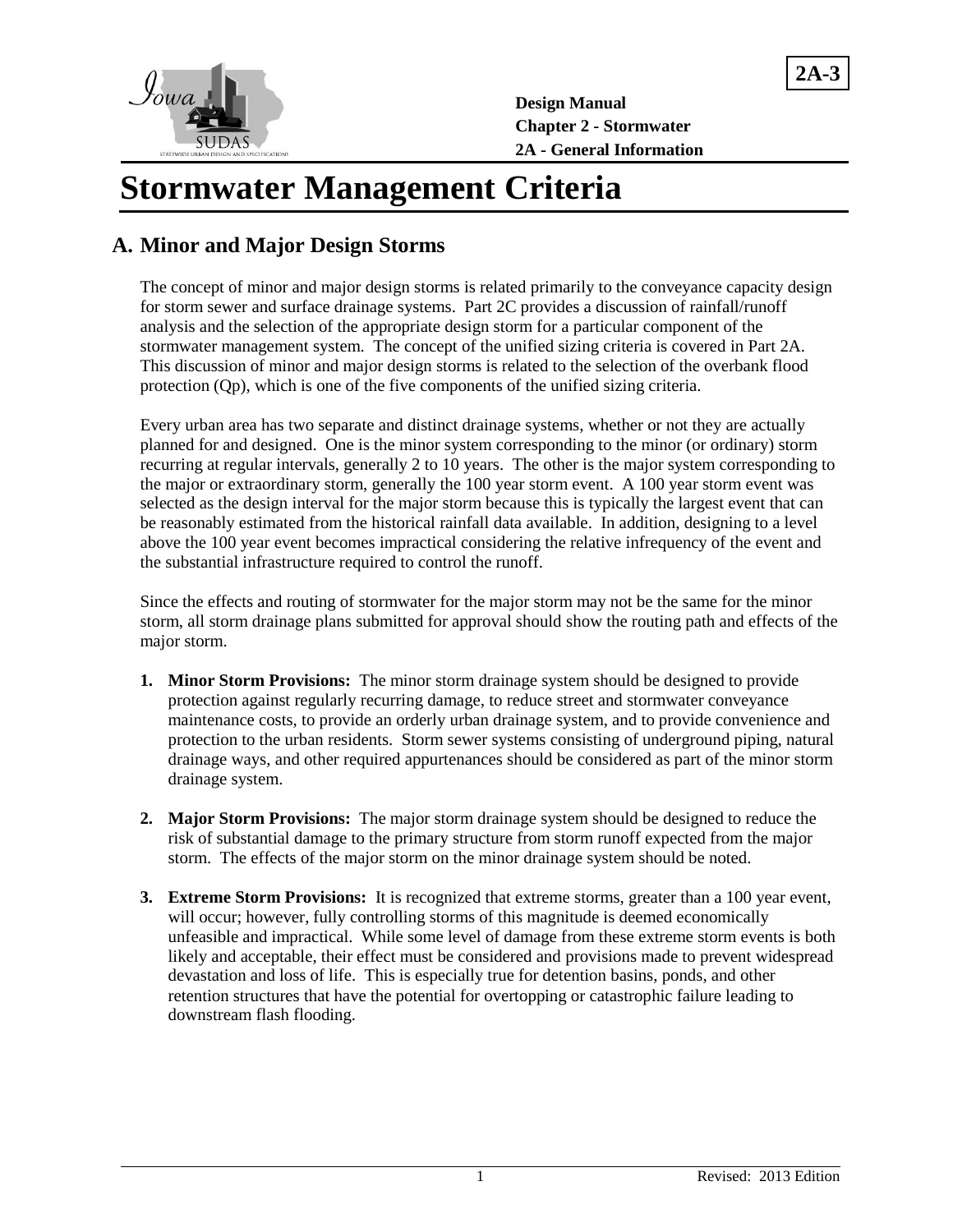# Stormwater Management Criteria

## A. Minor and Major Design Storms

The concept of minor and major design storms is related primarily to the conveyance capacity design for storm sewer and surface drainage systems. Part 2C provides a discussion of rainfall/runoff analysis and the selection of the appropriate design storm for a particular component of the stormwater management system. The concept of the unified sizing criteria is covered in Part 2A. This discussion of minor and major design storms is related to the selection of the overbank flood protection (Qp), which is one of the five components of the unified sizing criteria.

Every urban area has two separate and distinct drainage systems, whether or not they are actually planned for and designed. One is the minor system corresponding to the minor (or ordinary) storm recurring at regular intervals, generally 2 to 10 years. The other is the major system corresponding to the major or extraordinary storm, generally the 100 year storm event. A 100 year storm event was selected as the design interval for the major storm because this is typically the largest event that can be reasonably estimated from the historical rainfall data available. In addition, designing to a level above the 100 year event becomes impractical considering the relative infrequency of the event and the substantial infrastructure required to control the runoff.

Since the effects and routing of stormwater for the major storm may not be the same for the minor storm, all storm drainage plans submitted for approval should show the routing path and effects of the major storm.

1. **Minor Storm Provisions:** The minor storm drainage system should be designed to provide protection against regularly recurring damage, to reduce street and stormwater conveyance maintenance costs, to provide an orderly urban drainage system, and to provide convenience and protection to the urban residents. Storm sewer systems consisting of underground piping, natural drainage ways, and other required appurtenances should be considered as part of the minor storm drainage system.

2. **Major Storm Provisions:** The major storm drainage system should be designed to reduce the risk of substantial damage to the primary structure from storm runoff expected from the major storm. The effects of the major storm on the minor drainage system should be noted.

3. **Extreme Storm Provisions:** It is recognized that extreme storms, greater than a 100 year event, will occur; however, fully controlling storms of this magnitude is deemed economically unfeasible and impractical. While some level of damage from these extreme storm events is both likely and acceptable, their effect must be considered and provisions made to prevent widespread devastation and loss of life. This is especially true for detention basins, ponds, and other retention structures that have the potential for overtopping or catastrophic failure leading to downstream flash flooding.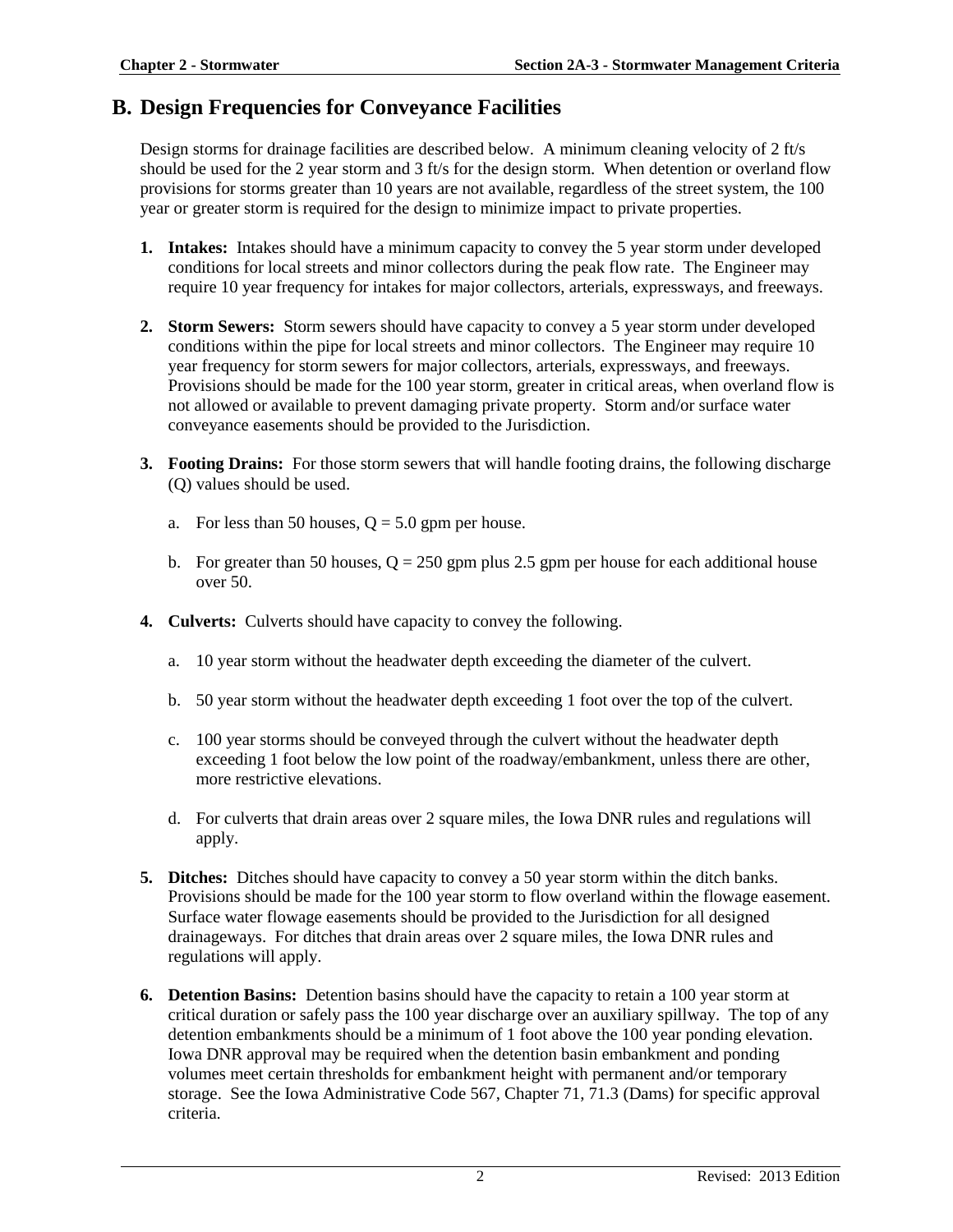## B. Design Frequencies for Conveyance Facilities

Design storms for drainage facilities are described below. A minimum cleaning velocity of 2 ft/s should be used for the 2 year storm and 3 ft/s for the design storm. When detention or overland flow provisions for storms greater than 10 years are not available, regardless of the street system, the 100 year or greater storm is required for the design to minimize impact to private properties.

1. **Intakes:** Intakes should have a minimum capacity to convey the 5 year storm under developed conditions for local streets and minor collectors during the peak flow rate. The Engineer may require 10 year frequency for intakes for major collectors, arterials, expressways, and freeways.

2. **Storm Sewers:** Storm sewers should have capacity to convey a 5 year storm under developed conditions within the pipe for local streets and minor collectors. The Engineer may require 10 year frequency for storm sewers for major collectors, arterials, expressways, and freeways. Provisions should be made for the 100 year storm, greater in critical areas, when overland flow is not allowed or available to prevent damaging private property. Storm and/or surface water conveyance easements should be provided to the Jurisdiction.

3. **Footing Drains:** For those storm sewers that will handle footing drains, the following discharge (Q) values should be used.

   a. For less than 50 houses, Q = 5.0 gpm per house.

   b. For greater than 50 houses, Q = 250 gpm plus 2.5 gpm per house for each additional house over 50.

4. **Culverts:** Culverts should have capacity to convey the following.

   a. 10 year storm without the headwater depth exceeding the diameter of the culvert.

   b. 50 year storm without the headwater depth exceeding 1 foot over the top of the culvert.

   c. 100 year storms should be conveyed through the culvert without the headwater depth exceeding 1 foot below the low point of the roadway/embankment, unless there are other, more restrictive elevations.

   d. For culverts that drain areas over 2 square miles, the Iowa DNR rules and regulations will apply.

5. **Ditches:** Ditches should have capacity to convey a 50 year storm within the ditch banks. Provisions should be made for the 100 year storm to flow overland within the flowage easement. Surface water flowage easements should be provided to the Jurisdiction for all designed drainageways. For ditches that drain areas over 2 square miles, the Iowa DNR rules and regulations will apply.

6. **Detention Basins:** Detention basins should have the capacity to retain a 100 year storm at critical duration or safely pass the 100 year discharge over an auxiliary spillway. The top of any detention embankments should be a minimum of 1 foot above the 100 year ponding elevation. Iowa DNR approval may be required when the detention basin embankment and ponding volumes meet certain thresholds for embankment height with permanent and/or temporary storage. See the Iowa Administrative Code 567, Chapter 71, 71.3 (Dams) for specific approval criteria.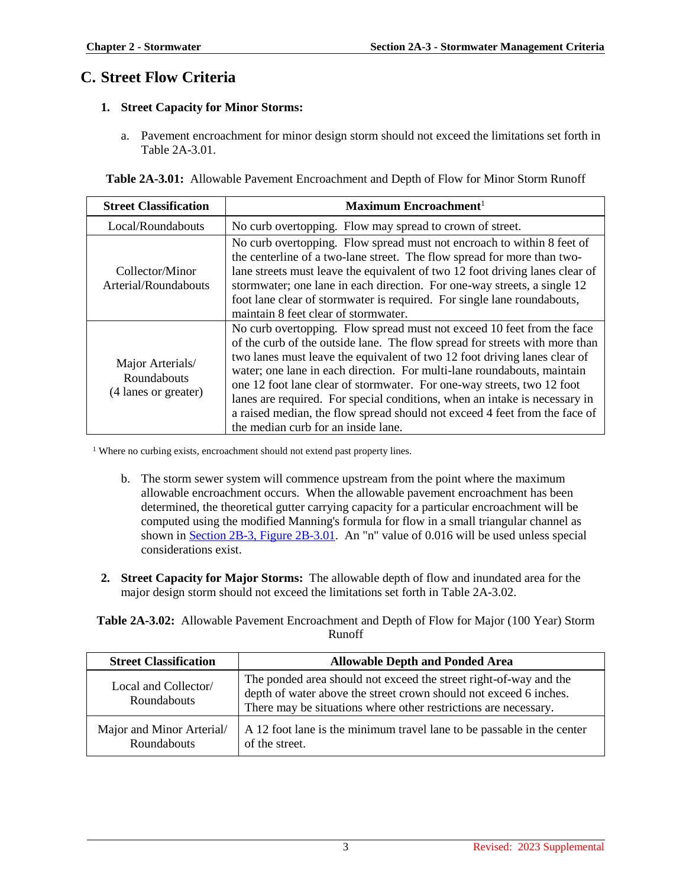## C. Street Flow Criteria

1. **Street Capacity for Minor Storms:**

   a. Pavement encroachment for minor design storm should not exceed the limitations set forth in Table 2A-3.01.

**Table 2A-3.01:** Allowable Pavement Encroachment and Depth of Flow for Minor Storm Runoff

| Street Classification | Maximum Encroachment[1] |
|---|---|
| Local/Roundabouts | No curb overtopping. Flow may spread to crown of street. |
| Collector/Minor Arterial/Roundabouts | No curb overtopping. Flow spread must not encroach to within 8 feet of the centerline of a two-lane street. The flow spread for more than two-lane streets must leave the equivalent of two 12 foot driving lanes clear of stormwater; one lane in each direction. For one-way streets, a single 12 foot lane clear of stormwater is required. For single lane roundabouts, maintain 8 feet clear of stormwater. |
| Major Arterials/ Roundabouts (4 lanes or greater) | No curb overtopping. Flow spread must not exceed 10 feet from the face of the curb of the outside lane. The flow spread for streets with more than two lanes must leave the equivalent of two 12 foot driving lanes clear of water; one lane in each direction. For multi-lane roundabouts, maintain one 12 foot lane clear of stormwater. For one-way streets, two 12 foot lanes are required. For special conditions, when an intake is necessary in a raised median, the flow spread should not exceed 4 feet from the face of the median curb for an inside lane. |

[1] Where no curbing exists, encroachment should not extend past property lines.

   b. The storm sewer system will commence upstream from the point where the maximum allowable encroachment occurs. When the allowable pavement encroachment has been determined, the theoretical gutter carrying capacity for a particular encroachment will be computed using the modified Manning's formula for flow in a small triangular channel as shown in Section 2B-3, Figure 2B-3.01. An "n" value of 0.016 will be used unless special considerations exist.

2. **Street Capacity for Major Storms:** The allowable depth of flow and inundated area for the major design storm should not exceed the limitations set forth in Table 2A-3.02.

**Table 2A-3.02:** Allowable Pavement Encroachment and Depth of Flow for Major (100 Year) Storm Runoff

| Street Classification | Allowable Depth and Ponded Area |
|---|---|
| Local and Collector/ Roundabouts | The ponded area should not exceed the street right-of-way and the depth of water above the street crown should not exceed 6 inches. There may be situations where other restrictions are necessary. |
| Major and Minor Arterial/ Roundabouts | A 12 foot lane is the minimum travel lane to be passable in the center of the street. |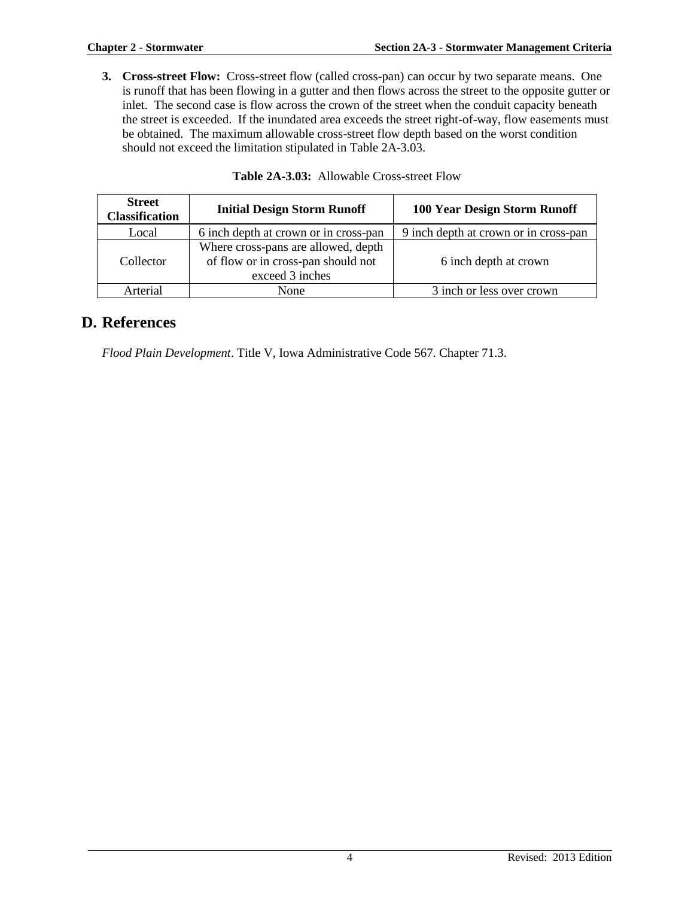3. **Cross-street Flow:** Cross-street flow (called cross-pan) can occur by two separate means. One is runoff that has been flowing in a gutter and then flows across the street to the opposite gutter or inlet. The second case is flow across the crown of the street when the conduit capacity beneath the street is exceeded. If the inundated area exceeds the street right-of-way, flow easements must be obtained. The maximum allowable cross-street flow depth based on the worst condition should not exceed the limitation stipulated in Table 2A-3.03.

**Table 2A-3.03:** Allowable Cross-street Flow

| Street Classification | Initial Design Storm Runoff | 100 Year Design Storm Runoff |
|---|---|---|
| Local | 6 inch depth at crown or in cross-pan | 9 inch depth at crown or in cross-pan |
| Collector | Where cross-pans are allowed, depth of flow or in cross-pan should not exceed 3 inches | 6 inch depth at crown |
| Arterial | None | 3 inch or less over crown |

## D. References

*Flood Plain Development*. Title V, Iowa Administrative Code 567. Chapter 71.3.